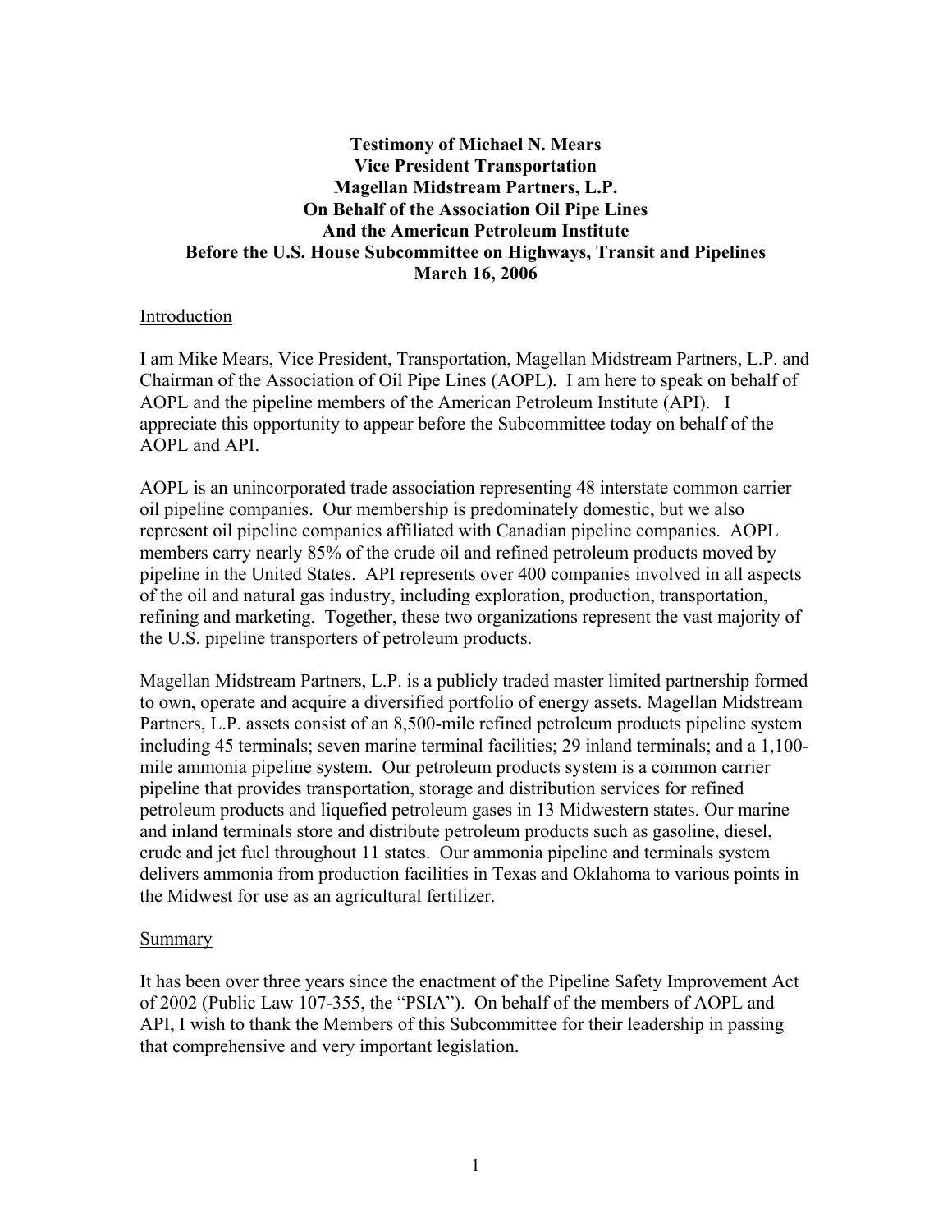**Testimony of Michael N. Mears**
**Vice President Transportation**
**Magellan Midstream Partners, L.P.**
**On Behalf of the Association Oil Pipe Lines**
**And the American Petroleum Institute**
**Before the U.S. House Subcommittee on Highways, Transit and Pipelines**
**March 16, 2006**

## Introduction

I am Mike Mears, Vice President, Transportation, Magellan Midstream Partners, L.P. and Chairman of the Association of Oil Pipe Lines (AOPL). I am here to speak on behalf of AOPL and the pipeline members of the American Petroleum Institute (API). I appreciate this opportunity to appear before the Subcommittee today on behalf of the AOPL and API.

AOPL is an unincorporated trade association representing 48 interstate common carrier oil pipeline companies. Our membership is predominately domestic, but we also represent oil pipeline companies affiliated with Canadian pipeline companies. AOPL members carry nearly 85% of the crude oil and refined petroleum products moved by pipeline in the United States. API represents over 400 companies involved in all aspects of the oil and natural gas industry, including exploration, production, transportation, refining and marketing. Together, these two organizations represent the vast majority of the U.S. pipeline transporters of petroleum products.

Magellan Midstream Partners, L.P. is a publicly traded master limited partnership formed to own, operate and acquire a diversified portfolio of energy assets. Magellan Midstream Partners, L.P. assets consist of an 8,500-mile refined petroleum products pipeline system including 45 terminals; seven marine terminal facilities; 29 inland terminals; and a 1,100-mile ammonia pipeline system. Our petroleum products system is a common carrier pipeline that provides transportation, storage and distribution services for refined petroleum products and liquefied petroleum gases in 13 Midwestern states. Our marine and inland terminals store and distribute petroleum products such as gasoline, diesel, crude and jet fuel throughout 11 states. Our ammonia pipeline and terminals system delivers ammonia from production facilities in Texas and Oklahoma to various points in the Midwest for use as an agricultural fertilizer.

## Summary

It has been over three years since the enactment of the Pipeline Safety Improvement Act of 2002 (Public Law 107-355, the "PSIA"). On behalf of the members of AOPL and API, I wish to thank the Members of this Subcommittee for their leadership in passing that comprehensive and very important legislation.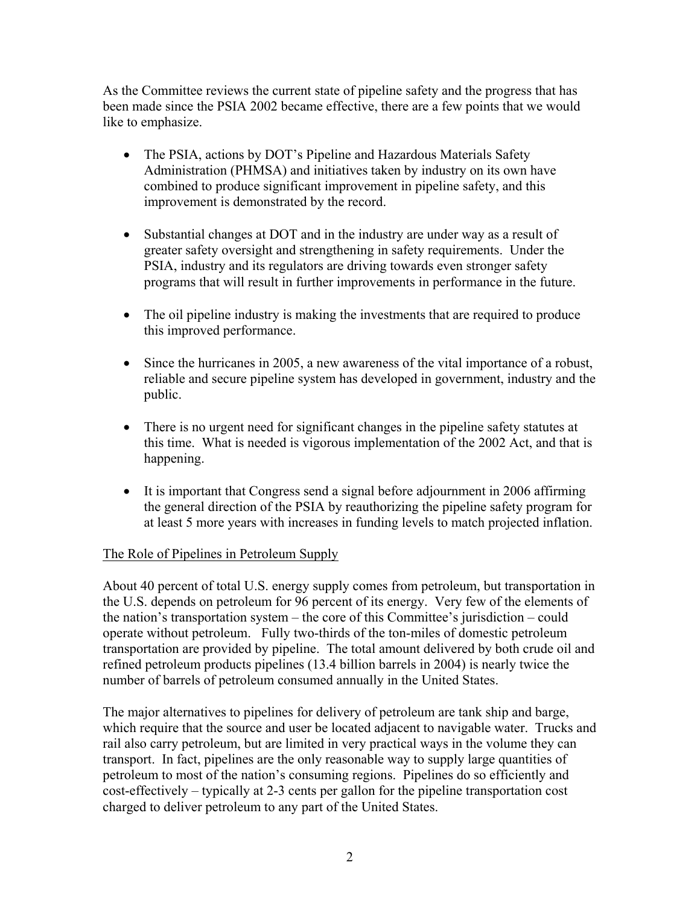As the Committee reviews the current state of pipeline safety and the progress that has been made since the PSIA 2002 became effective, there are a few points that we would like to emphasize.

- The PSIA, actions by DOT's Pipeline and Hazardous Materials Safety Administration (PHMSA) and initiatives taken by industry on its own have combined to produce significant improvement in pipeline safety, and this improvement is demonstrated by the record.
- Substantial changes at DOT and in the industry are under way as a result of greater safety oversight and strengthening in safety requirements. Under the PSIA, industry and its regulators are driving towards even stronger safety programs that will result in further improvements in performance in the future.
- The oil pipeline industry is making the investments that are required to produce this improved performance.
- Since the hurricanes in 2005, a new awareness of the vital importance of a robust, reliable and secure pipeline system has developed in government, industry and the public.
- There is no urgent need for significant changes in the pipeline safety statutes at this time. What is needed is vigorous implementation of the 2002 Act, and that is happening.
- It is important that Congress send a signal before adjournment in 2006 affirming the general direction of the PSIA by reauthorizing the pipeline safety program for at least 5 more years with increases in funding levels to match projected inflation.

## The Role of Pipelines in Petroleum Supply

About 40 percent of total U.S. energy supply comes from petroleum, but transportation in the U.S. depends on petroleum for 96 percent of its energy. Very few of the elements of the nation's transportation system – the core of this Committee's jurisdiction – could operate without petroleum. Fully two-thirds of the ton-miles of domestic petroleum transportation are provided by pipeline. The total amount delivered by both crude oil and refined petroleum products pipelines (13.4 billion barrels in 2004) is nearly twice the number of barrels of petroleum consumed annually in the United States.

The major alternatives to pipelines for delivery of petroleum are tank ship and barge, which require that the source and user be located adjacent to navigable water. Trucks and rail also carry petroleum, but are limited in very practical ways in the volume they can transport. In fact, pipelines are the only reasonable way to supply large quantities of petroleum to most of the nation's consuming regions. Pipelines do so efficiently and cost-effectively – typically at 2-3 cents per gallon for the pipeline transportation cost charged to deliver petroleum to any part of the United States.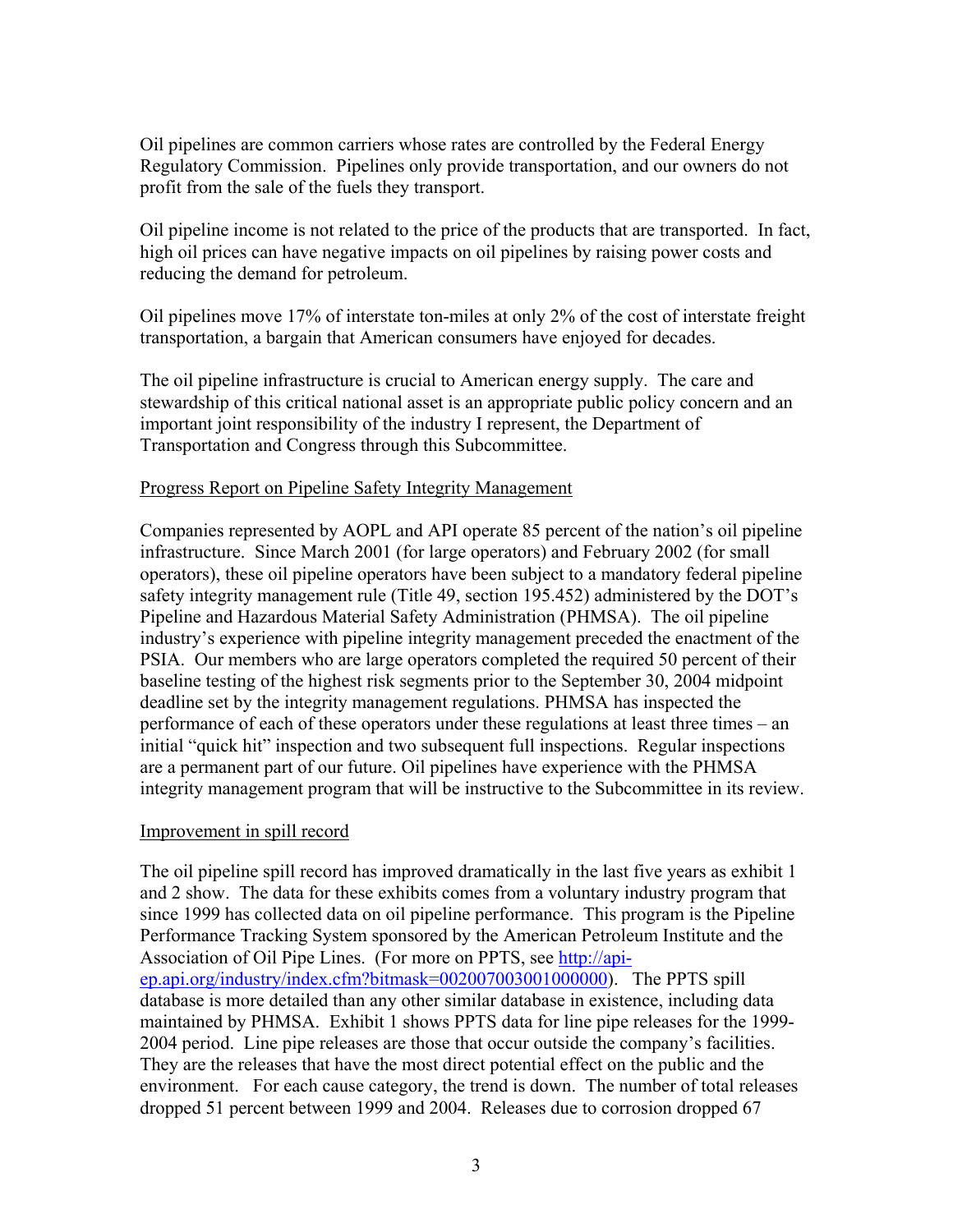Oil pipelines are common carriers whose rates are controlled by the Federal Energy Regulatory Commission. Pipelines only provide transportation, and our owners do not profit from the sale of the fuels they transport.

Oil pipeline income is not related to the price of the products that are transported. In fact, high oil prices can have negative impacts on oil pipelines by raising power costs and reducing the demand for petroleum.

Oil pipelines move 17% of interstate ton-miles at only 2% of the cost of interstate freight transportation, a bargain that American consumers have enjoyed for decades.

The oil pipeline infrastructure is crucial to American energy supply. The care and stewardship of this critical national asset is an appropriate public policy concern and an important joint responsibility of the industry I represent, the Department of Transportation and Congress through this Subcommittee.

Progress Report on Pipeline Safety Integrity Management

Companies represented by AOPL and API operate 85 percent of the nation's oil pipeline infrastructure. Since March 2001 (for large operators) and February 2002 (for small operators), these oil pipeline operators have been subject to a mandatory federal pipeline safety integrity management rule (Title 49, section 195.452) administered by the DOT's Pipeline and Hazardous Material Safety Administration (PHMSA). The oil pipeline industry's experience with pipeline integrity management preceded the enactment of the PSIA. Our members who are large operators completed the required 50 percent of their baseline testing of the highest risk segments prior to the September 30, 2004 midpoint deadline set by the integrity management regulations. PHMSA has inspected the performance of each of these operators under these regulations at least three times – an initial "quick hit" inspection and two subsequent full inspections. Regular inspections are a permanent part of our future. Oil pipelines have experience with the PHMSA integrity management program that will be instructive to the Subcommittee in its review.

Improvement in spill record

The oil pipeline spill record has improved dramatically in the last five years as exhibit 1 and 2 show. The data for these exhibits comes from a voluntary industry program that since 1999 has collected data on oil pipeline performance. This program is the Pipeline Performance Tracking System sponsored by the American Petroleum Institute and the Association of Oil Pipe Lines. (For more on PPTS, see http://api-ep.api.org/industry/index.cfm?bitmask=002007003001000000). The PPTS spill database is more detailed than any other similar database in existence, including data maintained by PHMSA. Exhibit 1 shows PPTS data for line pipe releases for the 1999-2004 period. Line pipe releases are those that occur outside the company's facilities. They are the releases that have the most direct potential effect on the public and the environment. For each cause category, the trend is down. The number of total releases dropped 51 percent between 1999 and 2004. Releases due to corrosion dropped 67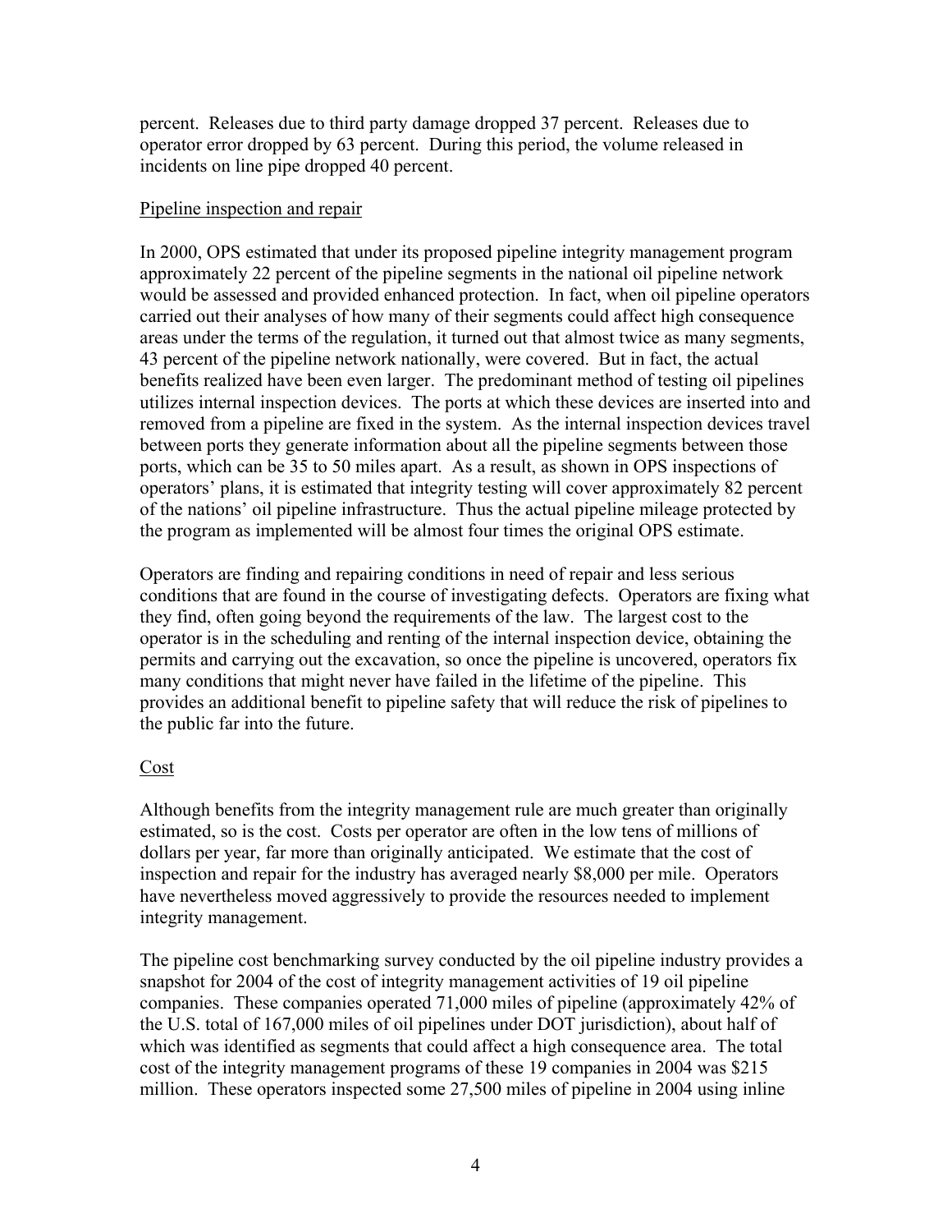percent. Releases due to third party damage dropped 37 percent. Releases due to operator error dropped by 63 percent. During this period, the volume released in incidents on line pipe dropped 40 percent.

Pipeline inspection and repair

In 2000, OPS estimated that under its proposed pipeline integrity management program approximately 22 percent of the pipeline segments in the national oil pipeline network would be assessed and provided enhanced protection. In fact, when oil pipeline operators carried out their analyses of how many of their segments could affect high consequence areas under the terms of the regulation, it turned out that almost twice as many segments, 43 percent of the pipeline network nationally, were covered. But in fact, the actual benefits realized have been even larger. The predominant method of testing oil pipelines utilizes internal inspection devices. The ports at which these devices are inserted into and removed from a pipeline are fixed in the system. As the internal inspection devices travel between ports they generate information about all the pipeline segments between those ports, which can be 35 to 50 miles apart. As a result, as shown in OPS inspections of operators' plans, it is estimated that integrity testing will cover approximately 82 percent of the nations' oil pipeline infrastructure. Thus the actual pipeline mileage protected by the program as implemented will be almost four times the original OPS estimate.

Operators are finding and repairing conditions in need of repair and less serious conditions that are found in the course of investigating defects. Operators are fixing what they find, often going beyond the requirements of the law. The largest cost to the operator is in the scheduling and renting of the internal inspection device, obtaining the permits and carrying out the excavation, so once the pipeline is uncovered, operators fix many conditions that might never have failed in the lifetime of the pipeline. This provides an additional benefit to pipeline safety that will reduce the risk of pipelines to the public far into the future.

Cost

Although benefits from the integrity management rule are much greater than originally estimated, so is the cost. Costs per operator are often in the low tens of millions of dollars per year, far more than originally anticipated. We estimate that the cost of inspection and repair for the industry has averaged nearly $8,000 per mile. Operators have nevertheless moved aggressively to provide the resources needed to implement integrity management.

The pipeline cost benchmarking survey conducted by the oil pipeline industry provides a snapshot for 2004 of the cost of integrity management activities of 19 oil pipeline companies. These companies operated 71,000 miles of pipeline (approximately 42% of the U.S. total of 167,000 miles of oil pipelines under DOT jurisdiction), about half of which was identified as segments that could affect a high consequence area. The total cost of the integrity management programs of these 19 companies in 2004 was $215 million. These operators inspected some 27,500 miles of pipeline in 2004 using inline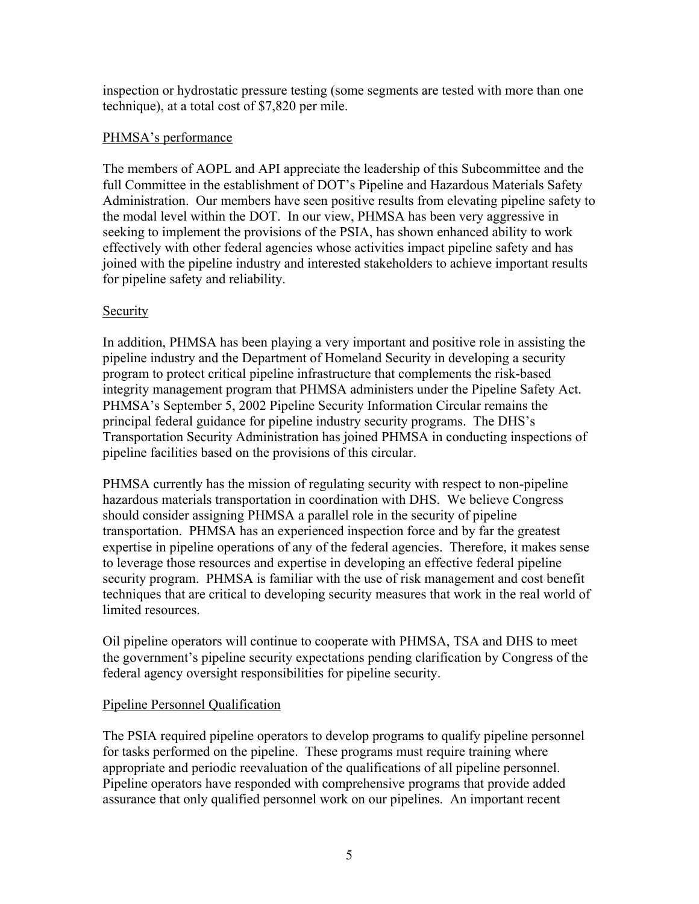inspection or hydrostatic pressure testing (some segments are tested with more than one technique), at a total cost of $7,820 per mile.

## PHMSA's performance

The members of AOPL and API appreciate the leadership of this Subcommittee and the full Committee in the establishment of DOT's Pipeline and Hazardous Materials Safety Administration. Our members have seen positive results from elevating pipeline safety to the modal level within the DOT. In our view, PHMSA has been very aggressive in seeking to implement the provisions of the PSIA, has shown enhanced ability to work effectively with other federal agencies whose activities impact pipeline safety and has joined with the pipeline industry and interested stakeholders to achieve important results for pipeline safety and reliability.

## Security

In addition, PHMSA has been playing a very important and positive role in assisting the pipeline industry and the Department of Homeland Security in developing a security program to protect critical pipeline infrastructure that complements the risk-based integrity management program that PHMSA administers under the Pipeline Safety Act. PHMSA's September 5, 2002 Pipeline Security Information Circular remains the principal federal guidance for pipeline industry security programs. The DHS's Transportation Security Administration has joined PHMSA in conducting inspections of pipeline facilities based on the provisions of this circular.

PHMSA currently has the mission of regulating security with respect to non-pipeline hazardous materials transportation in coordination with DHS. We believe Congress should consider assigning PHMSA a parallel role in the security of pipeline transportation. PHMSA has an experienced inspection force and by far the greatest expertise in pipeline operations of any of the federal agencies. Therefore, it makes sense to leverage those resources and expertise in developing an effective federal pipeline security program. PHMSA is familiar with the use of risk management and cost benefit techniques that are critical to developing security measures that work in the real world of limited resources.

Oil pipeline operators will continue to cooperate with PHMSA, TSA and DHS to meet the government's pipeline security expectations pending clarification by Congress of the federal agency oversight responsibilities for pipeline security.

## Pipeline Personnel Qualification

The PSIA required pipeline operators to develop programs to qualify pipeline personnel for tasks performed on the pipeline. These programs must require training where appropriate and periodic reevaluation of the qualifications of all pipeline personnel. Pipeline operators have responded with comprehensive programs that provide added assurance that only qualified personnel work on our pipelines. An important recent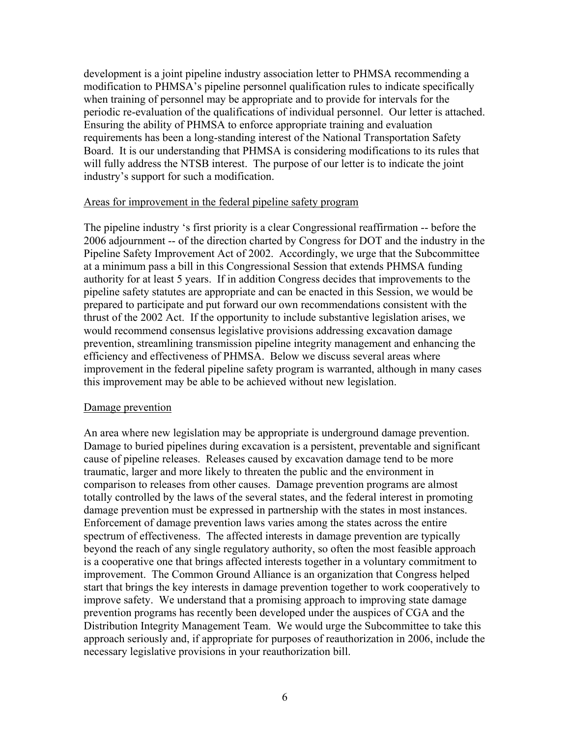development is a joint pipeline industry association letter to PHMSA recommending a modification to PHMSA's pipeline personnel qualification rules to indicate specifically when training of personnel may be appropriate and to provide for intervals for the periodic re-evaluation of the qualifications of individual personnel. Our letter is attached. Ensuring the ability of PHMSA to enforce appropriate training and evaluation requirements has been a long-standing interest of the National Transportation Safety Board. It is our understanding that PHMSA is considering modifications to its rules that will fully address the NTSB interest. The purpose of our letter is to indicate the joint industry's support for such a modification.

<u>Areas for improvement in the federal pipeline safety program</u>

The pipeline industry 's first priority is a clear Congressional reaffirmation -- before the 2006 adjournment -- of the direction charted by Congress for DOT and the industry in the Pipeline Safety Improvement Act of 2002. Accordingly, we urge that the Subcommittee at a minimum pass a bill in this Congressional Session that extends PHMSA funding authority for at least 5 years. If in addition Congress decides that improvements to the pipeline safety statutes are appropriate and can be enacted in this Session, we would be prepared to participate and put forward our own recommendations consistent with the thrust of the 2002 Act. If the opportunity to include substantive legislation arises, we would recommend consensus legislative provisions addressing excavation damage prevention, streamlining transmission pipeline integrity management and enhancing the efficiency and effectiveness of PHMSA. Below we discuss several areas where improvement in the federal pipeline safety program is warranted, although in many cases this improvement may be able to be achieved without new legislation.

<u>Damage prevention</u>

An area where new legislation may be appropriate is underground damage prevention. Damage to buried pipelines during excavation is a persistent, preventable and significant cause of pipeline releases. Releases caused by excavation damage tend to be more traumatic, larger and more likely to threaten the public and the environment in comparison to releases from other causes. Damage prevention programs are almost totally controlled by the laws of the several states, and the federal interest in promoting damage prevention must be expressed in partnership with the states in most instances. Enforcement of damage prevention laws varies among the states across the entire spectrum of effectiveness. The affected interests in damage prevention are typically beyond the reach of any single regulatory authority, so often the most feasible approach is a cooperative one that brings affected interests together in a voluntary commitment to improvement. The Common Ground Alliance is an organization that Congress helped start that brings the key interests in damage prevention together to work cooperatively to improve safety. We understand that a promising approach to improving state damage prevention programs has recently been developed under the auspices of CGA and the Distribution Integrity Management Team. We would urge the Subcommittee to take this approach seriously and, if appropriate for purposes of reauthorization in 2006, include the necessary legislative provisions in your reauthorization bill.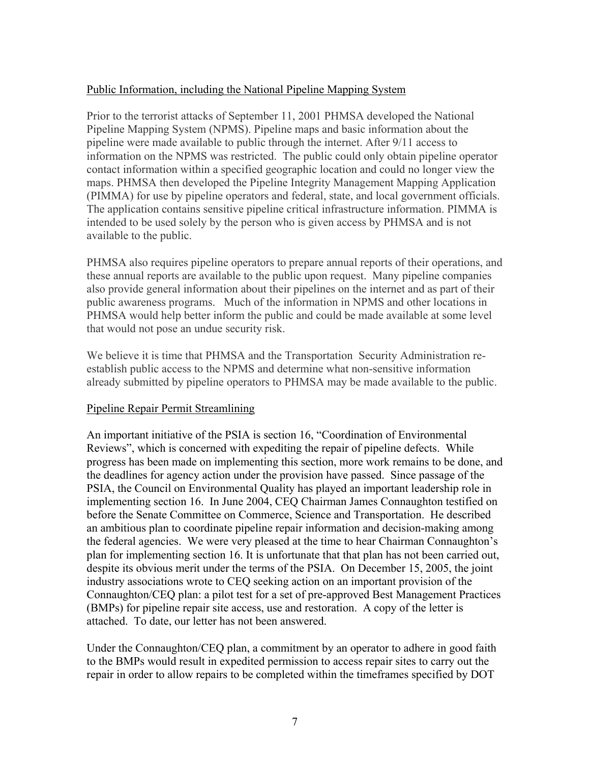<u>Public Information, including the National Pipeline Mapping System</u>

Prior to the terrorist attacks of September 11, 2001 PHMSA developed the National Pipeline Mapping System (NPMS). Pipeline maps and basic information about the pipeline were made available to public through the internet. After 9/11 access to information on the NPMS was restricted. The public could only obtain pipeline operator contact information within a specified geographic location and could no longer view the maps. PHMSA then developed the Pipeline Integrity Management Mapping Application (PIMMA) for use by pipeline operators and federal, state, and local government officials. The application contains sensitive pipeline critical infrastructure information. PIMMA is intended to be used solely by the person who is given access by PHMSA and is not available to the public.

PHMSA also requires pipeline operators to prepare annual reports of their operations, and these annual reports are available to the public upon request. Many pipeline companies also provide general information about their pipelines on the internet and as part of their public awareness programs. Much of the information in NPMS and other locations in PHMSA would help better inform the public and could be made available at some level that would not pose an undue security risk.

We believe it is time that PHMSA and the Transportation Security Administration re-establish public access to the NPMS and determine what non-sensitive information already submitted by pipeline operators to PHMSA may be made available to the public.

<u>Pipeline Repair Permit Streamlining</u>

An important initiative of the PSIA is section 16, "Coordination of Environmental Reviews", which is concerned with expediting the repair of pipeline defects. While progress has been made on implementing this section, more work remains to be done, and the deadlines for agency action under the provision have passed. Since passage of the PSIA, the Council on Environmental Quality has played an important leadership role in implementing section 16. In June 2004, CEQ Chairman James Connaughton testified on before the Senate Committee on Commerce, Science and Transportation. He described an ambitious plan to coordinate pipeline repair information and decision-making among the federal agencies. We were very pleased at the time to hear Chairman Connaughton's plan for implementing section 16. It is unfortunate that that plan has not been carried out, despite its obvious merit under the terms of the PSIA. On December 15, 2005, the joint industry associations wrote to CEQ seeking action on an important provision of the Connaughton/CEQ plan: a pilot test for a set of pre-approved Best Management Practices (BMPs) for pipeline repair site access, use and restoration. A copy of the letter is attached. To date, our letter has not been answered.

Under the Connaughton/CEQ plan, a commitment by an operator to adhere in good faith to the BMPs would result in expedited permission to access repair sites to carry out the repair in order to allow repairs to be completed within the timeframes specified by DOT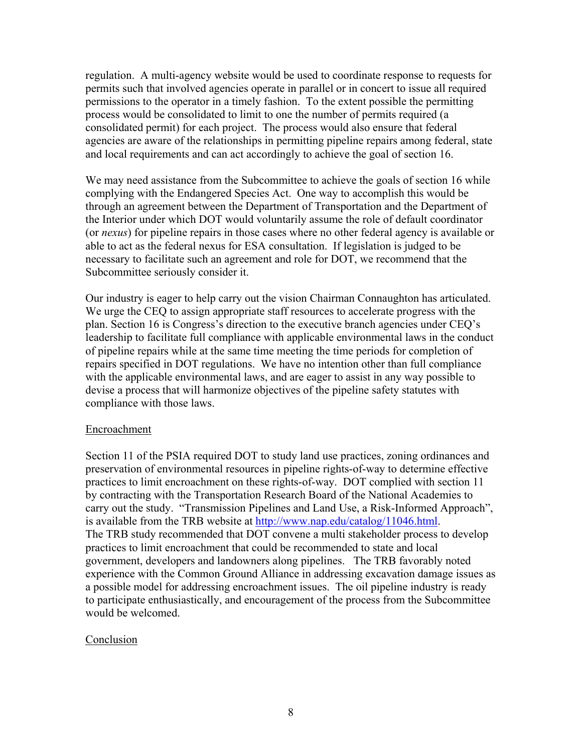regulation. A multi-agency website would be used to coordinate response to requests for permits such that involved agencies operate in parallel or in concert to issue all required permissions to the operator in a timely fashion. To the extent possible the permitting process would be consolidated to limit to one the number of permits required (a consolidated permit) for each project. The process would also ensure that federal agencies are aware of the relationships in permitting pipeline repairs among federal, state and local requirements and can act accordingly to achieve the goal of section 16.

We may need assistance from the Subcommittee to achieve the goals of section 16 while complying with the Endangered Species Act. One way to accomplish this would be through an agreement between the Department of Transportation and the Department of the Interior under which DOT would voluntarily assume the role of default coordinator (or *nexus*) for pipeline repairs in those cases where no other federal agency is available or able to act as the federal nexus for ESA consultation. If legislation is judged to be necessary to facilitate such an agreement and role for DOT, we recommend that the Subcommittee seriously consider it.

Our industry is eager to help carry out the vision Chairman Connaughton has articulated. We urge the CEQ to assign appropriate staff resources to accelerate progress with the plan. Section 16 is Congress's direction to the executive branch agencies under CEQ's leadership to facilitate full compliance with applicable environmental laws in the conduct of pipeline repairs while at the same time meeting the time periods for completion of repairs specified in DOT regulations. We have no intention other than full compliance with the applicable environmental laws, and are eager to assist in any way possible to devise a process that will harmonize objectives of the pipeline safety statutes with compliance with those laws.

## Encroachment

Section 11 of the PSIA required DOT to study land use practices, zoning ordinances and preservation of environmental resources in pipeline rights-of-way to determine effective practices to limit encroachment on these rights-of-way. DOT complied with section 11 by contracting with the Transportation Research Board of the National Academies to carry out the study. "Transmission Pipelines and Land Use, a Risk-Informed Approach", is available from the TRB website at http://www.nap.edu/catalog/11046.html. The TRB study recommended that DOT convene a multi stakeholder process to develop practices to limit encroachment that could be recommended to state and local government, developers and landowners along pipelines. The TRB favorably noted experience with the Common Ground Alliance in addressing excavation damage issues as a possible model for addressing encroachment issues. The oil pipeline industry is ready to participate enthusiastically, and encouragement of the process from the Subcommittee would be welcomed.

## Conclusion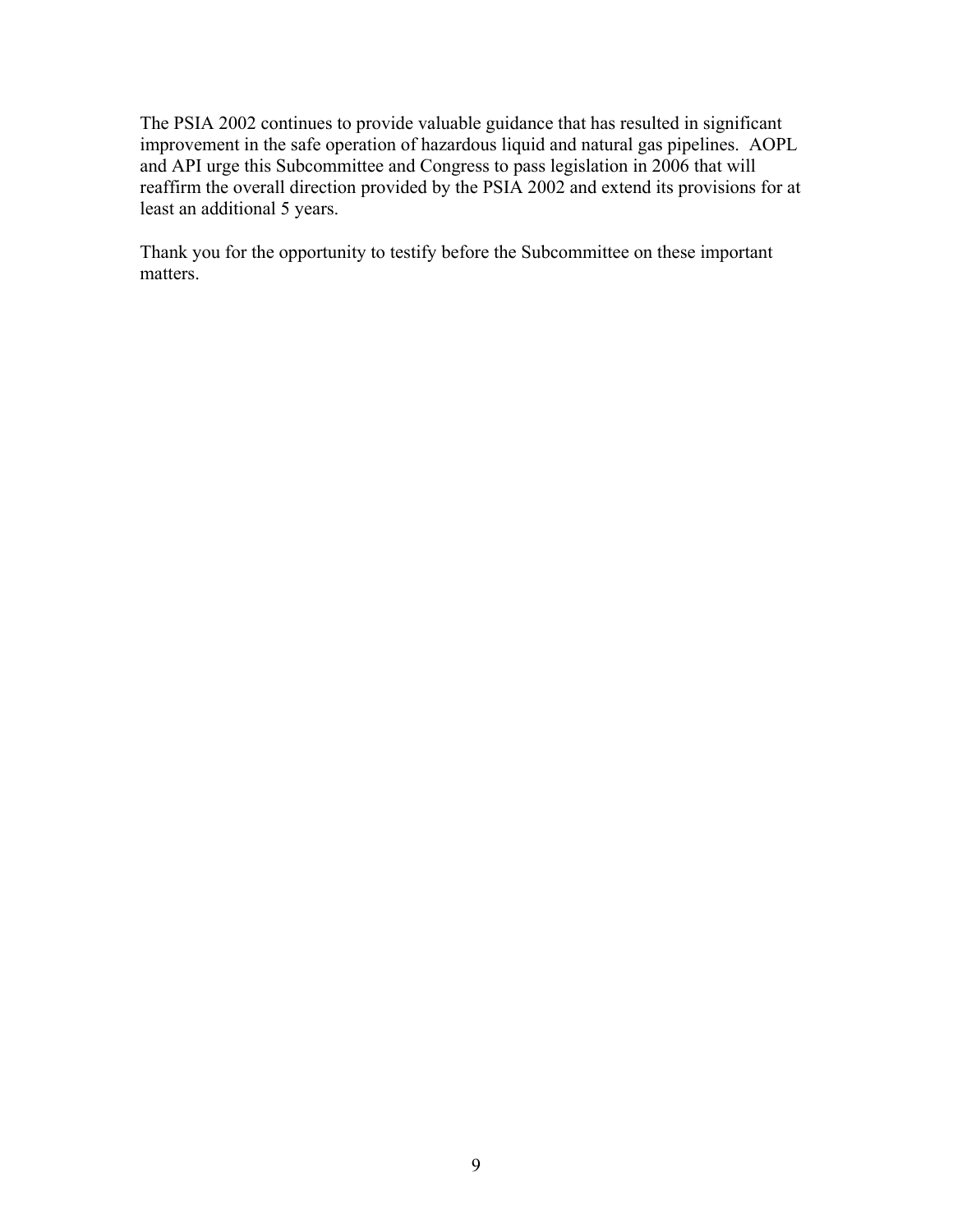The PSIA 2002 continues to provide valuable guidance that has resulted in significant improvement in the safe operation of hazardous liquid and natural gas pipelines. AOPL and API urge this Subcommittee and Congress to pass legislation in 2006 that will reaffirm the overall direction provided by the PSIA 2002 and extend its provisions for at least an additional 5 years.

Thank you for the opportunity to testify before the Subcommittee on these important matters.